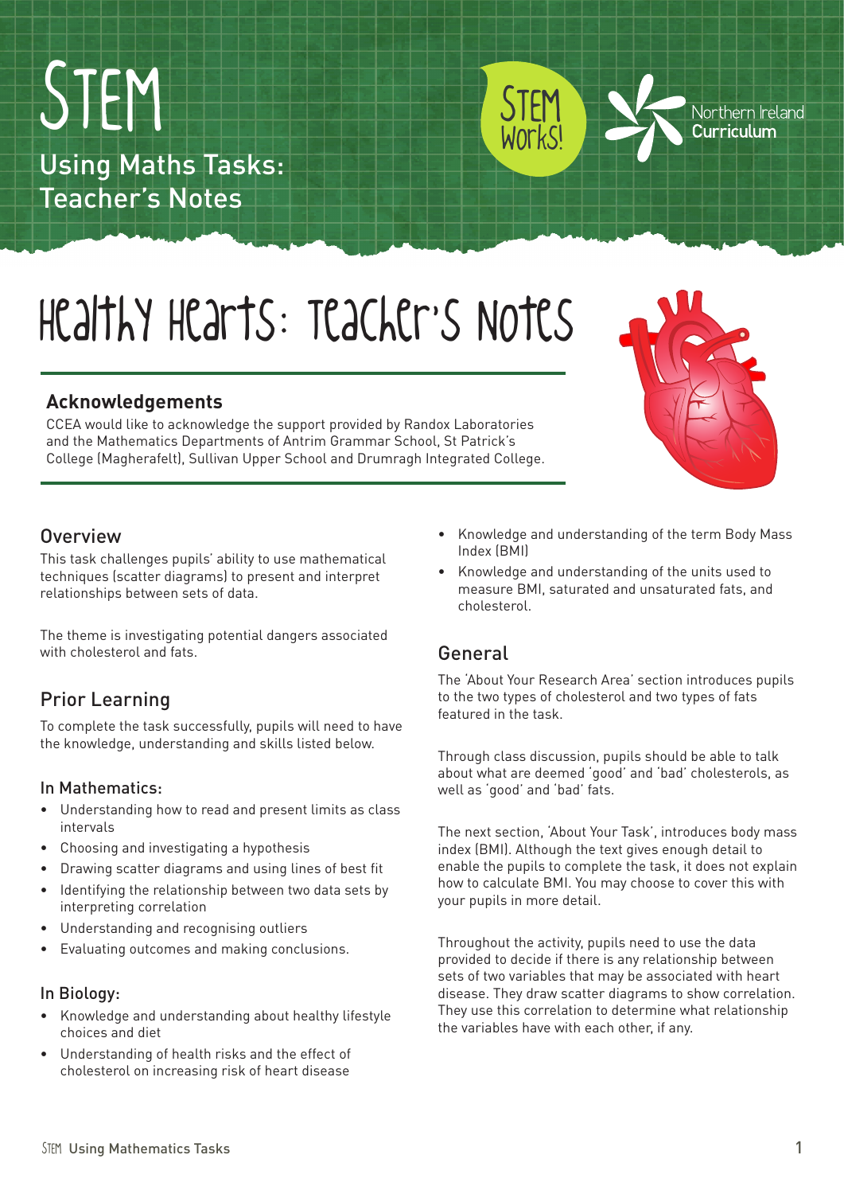# STEM

## Using Maths Tasks: Teacher's Notes

STEM Works!

Northern Ireland Curriculum

# Healthy Hearts: Teacher's Notes

### Acknowledgements

CCEA would like to acknowledge the support provided by Randox Laboratories and the Mathematics Departments of Antrim Grammar School, St Patrick's College (Magherafelt), Sullivan Upper School and Drumragh Integrated College.

## Overview

This task challenges pupils' ability to use mathematical techniques (scatter diagrams) to present and interpret relationships between sets of data.

The theme is investigating potential dangers associated with cholesterol and fats.

## Prior Learning

To complete the task successfully, pupils will need to have the knowledge, understanding and skills listed below.

### In Mathematics:

- Understanding how to read and present limits as class intervals
- Choosing and investigating a hypothesis
- Drawing scatter diagrams and using lines of best fit
- Identifying the relationship between two data sets by interpreting correlation
- Understanding and recognising outliers
- Evaluating outcomes and making conclusions.

### In Biology:

- Knowledge and understanding about healthy lifestyle choices and diet
- Understanding of health risks and the effect of cholesterol on increasing risk of heart disease
- Knowledge and understanding of the term Body Mass Index (BMI)
- Knowledge and understanding of the units used to measure BMI, saturated and unsaturated fats, and cholesterol.

## General

The 'About Your Research Area' section introduces pupils to the two types of cholesterol and two types of fats featured in the task.

Through class discussion, pupils should be able to talk about what are deemed 'good' and 'bad' cholesterols, as well as 'good' and 'bad' fats.

The next section, 'About Your Task', introduces body mass index (BMI). Although the text gives enough detail to enable the pupils to complete the task, it does not explain how to calculate BMI. You may choose to cover this with your pupils in more detail.

Throughout the activity, pupils need to use the data provided to decide if there is any relationship between sets of two variables that may be associated with heart disease. They draw scatter diagrams to show correlation. They use this correlation to determine what relationship the variables have with each other, if any.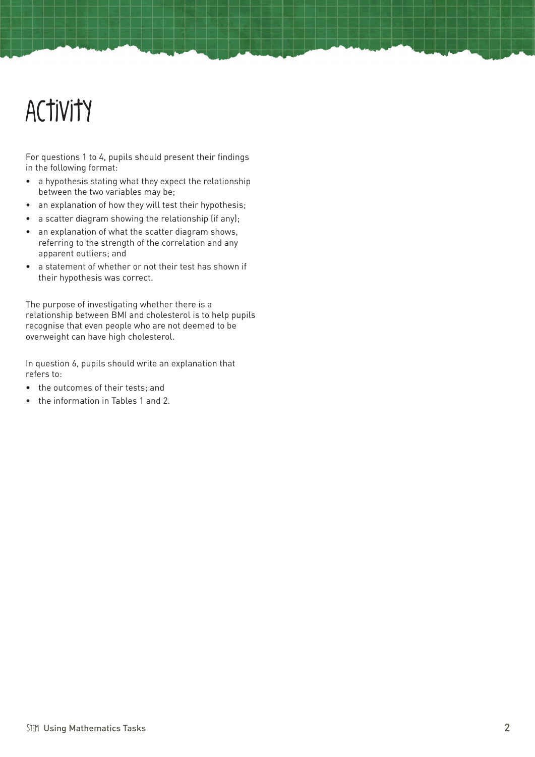# Activity

For questions 1 to 4, pupils should present their findings in the following format:

- a hypothesis stating what they expect the relationship between the two variables may be;
- an explanation of how they will test their hypothesis;
- a scatter diagram showing the relationship (if any);
- an explanation of what the scatter diagram shows, referring to the strength of the correlation and any apparent outliers; and
- a statement of whether or not their test has shown if their hypothesis was correct.

The purpose of investigating whether there is a relationship between BMI and cholesterol is to help pupils recognise that even people who are not deemed to be overweight can have high cholesterol.

In question 6, pupils should write an explanation that refers to:

- the outcomes of their tests; and
- the information in Tables 1 and 2.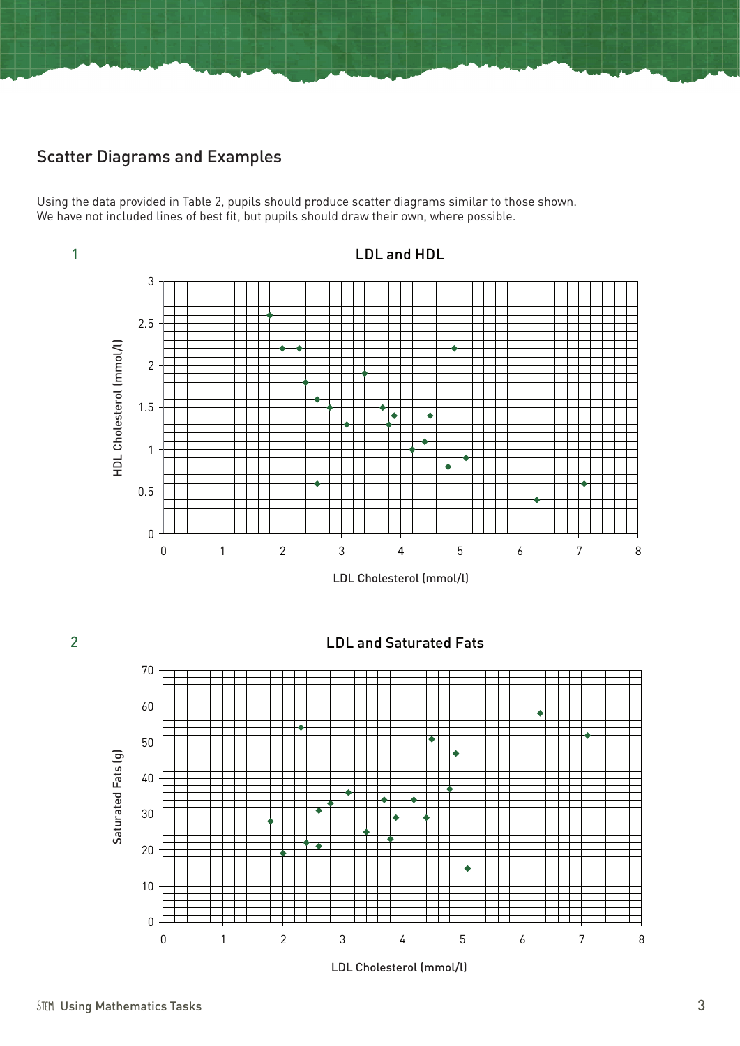## Scatter Diagrams and Examples

Using the data provided in Table 2, pupils should produce scatter diagrams similar to those shown. We have not included lines of best fit, but pupils should draw their own, where possible.

1

LDL and HDL

2

LDL and Saturated Fats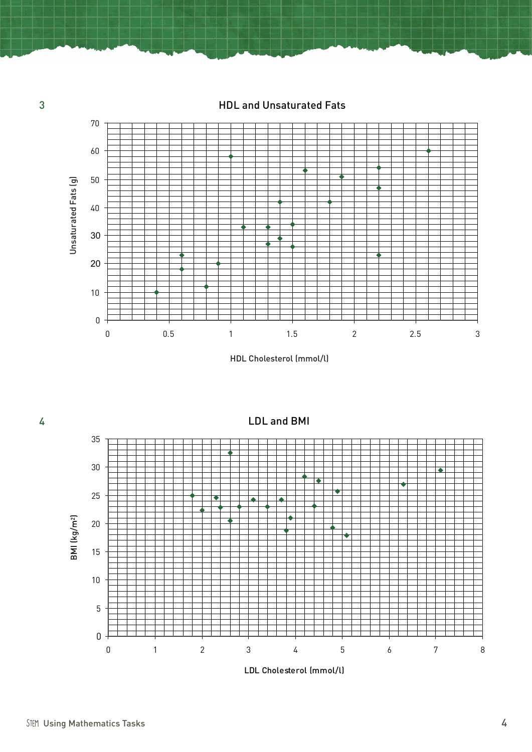3

## HDL and Unsaturated Fats

Unsaturated Fats (g)

HDL Cholesterol (mmol/l)

4

## LDL and BMI

BMI (kg/m²)

LDL Cholesterol (mmol/l)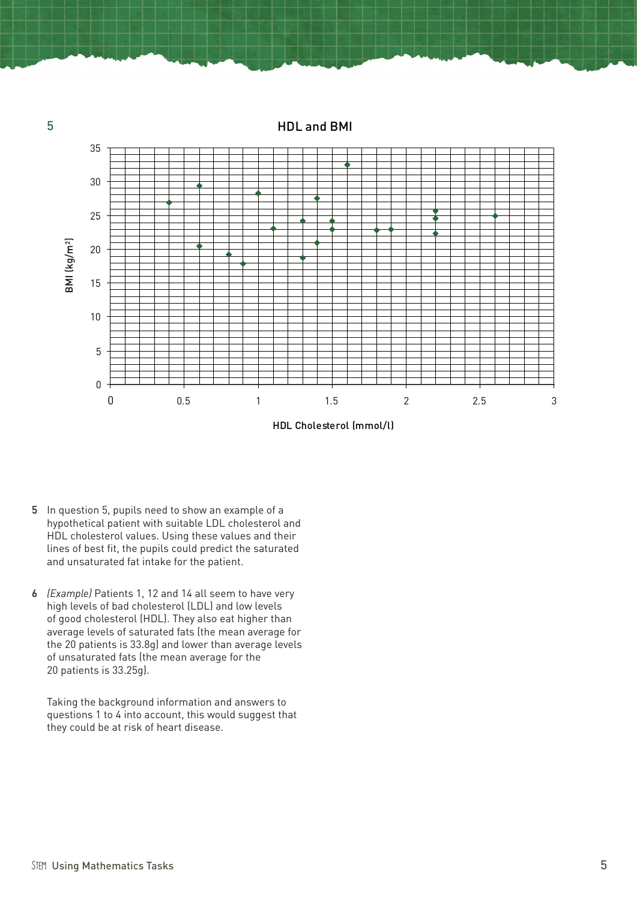5

HDL and BMI

BMI (kg/m²)

HDL Cholesterol (mmol/l)

5 In question 5, pupils need to show an example of a hypothetical patient with suitable LDL cholesterol and HDL cholesterol values. Using these values and their lines of best fit, the pupils could predict the saturated and unsaturated fat intake for the patient.

6 *(Example)* Patients 1, 12 and 14 all seem to have very high levels of bad cholesterol (LDL) and low levels of good cholesterol (HDL). They also eat higher than average levels of saturated fats (the mean average for the 20 patients is 33.8g) and lower than average levels of unsaturated fats (the mean average for the 20 patients is 33.25g).

Taking the background information and answers to questions 1 to 4 into account, this would suggest that they could be at risk of heart disease.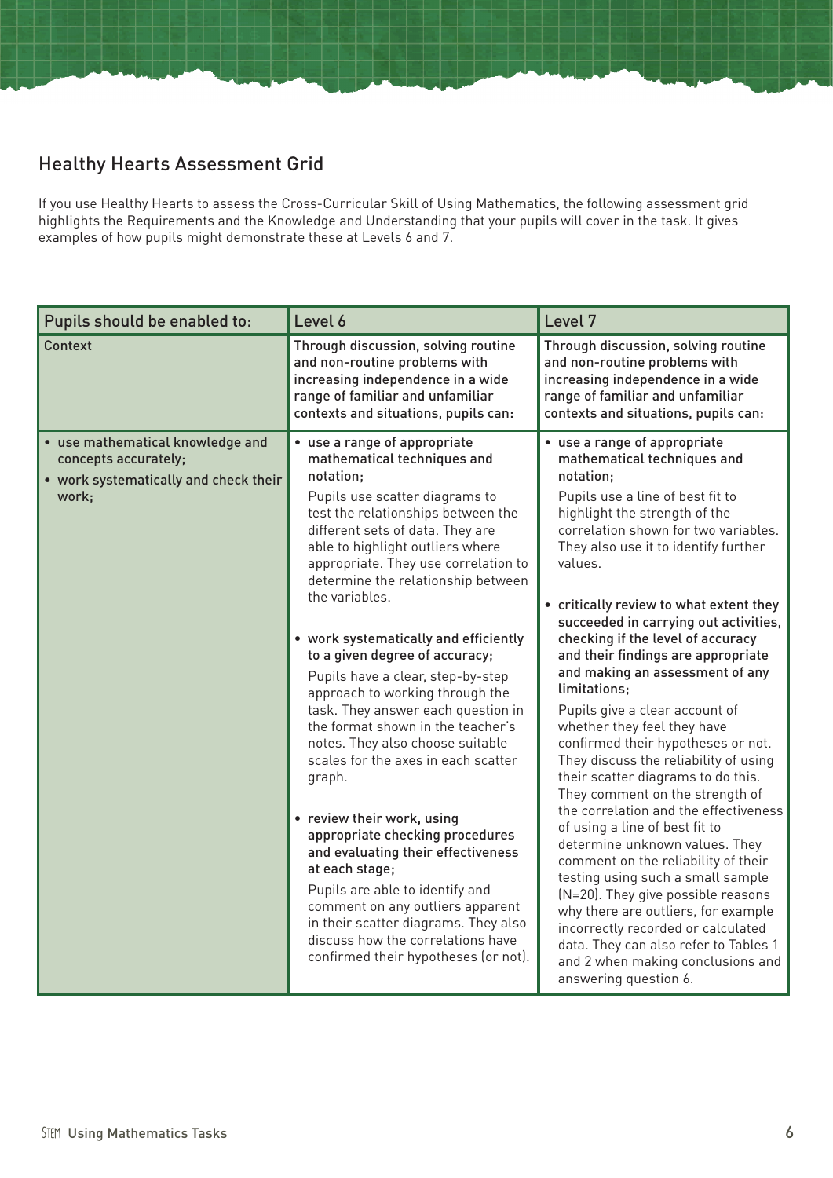## Healthy Hearts Assessment Grid

If you use Healthy Hearts to assess the Cross-Curricular Skill of Using Mathematics, the following assessment grid highlights the Requirements and the Knowledge and Understanding that your pupils will cover in the task. It gives examples of how pupils might demonstrate these at Levels 6 and 7.

| Pupils should be enabled to: | Level 6 | Level 7 |
|---|---|---|
| Context | Through discussion, solving routine and non-routine problems with increasing independence in a wide range of familiar and unfamiliar contexts and situations, pupils can: | Through discussion, solving routine and non-routine problems with increasing independence in a wide range of familiar and unfamiliar contexts and situations, pupils can: |
| • use mathematical knowledge and concepts accurately;<br>• work systematically and check their work; | • **use a range of appropriate mathematical techniques and notation;**<br>Pupils use scatter diagrams to test the relationships between the different sets of data. They are able to highlight outliers where appropriate. They use correlation to determine the relationship between the variables.<br><br>• **work systematically and efficiently to a given degree of accuracy;**<br>Pupils have a clear, step-by-step approach to working through the task. They answer each question in the format shown in the teacher's notes. They also choose suitable scales for the axes in each scatter graph.<br><br>• **review their work, using appropriate checking procedures and evaluating their effectiveness at each stage;**<br>Pupils are able to identify and comment on any outliers apparent in their scatter diagrams. They also discuss how the correlations have confirmed their hypotheses (or not). | • **use a range of appropriate mathematical techniques and notation;**<br>Pupils use a line of best fit to highlight the strength of the correlation shown for two variables. They also use it to identify further values.<br><br>• **critically review to what extent they succeeded in carrying out activities, checking if the level of accuracy and their findings are appropriate and making an assessment of any limitations;**<br>Pupils give a clear account of whether they feel they have confirmed their hypotheses or not. They discuss the reliability of using their scatter diagrams to do this. They comment on the strength of the correlation and the effectiveness of using a line of best fit to determine unknown values. They comment on the reliability of their testing using such a small sample (N=20). They give possible reasons why there are outliers, for example incorrectly recorded or calculated data. They can also refer to Tables 1 and 2 when making conclusions and answering question 6. |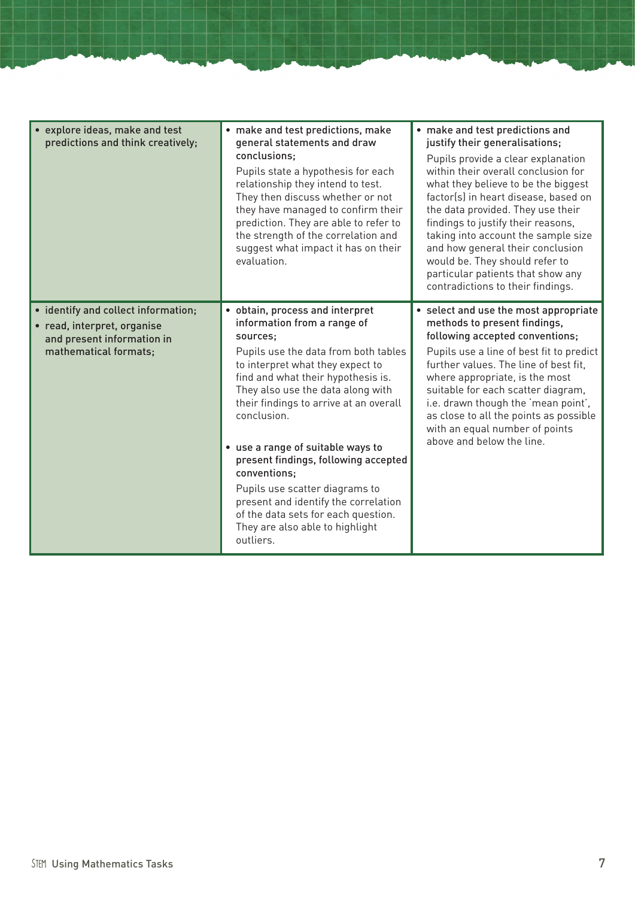| | | |
|---|---|---|
| • explore ideas, make and test predictions and think creatively; | • **make and test predictions, make general statements and draw conclusions;**<br>Pupils state a hypothesis for each relationship they intend to test. They then discuss whether or not they have managed to confirm their prediction. They are able to refer to the strength of the correlation and suggest what impact it has on their evaluation. | • **make and test predictions and justify their generalisations;**<br>Pupils provide a clear explanation within their overall conclusion for what they believe to be the biggest factor(s) in heart disease, based on the data provided. They use their findings to justify their reasons, taking into account the sample size and how general their conclusion would be. They should refer to particular patients that show any contradictions to their findings. |
| • identify and collect information;<br>• read, interpret, organise and present information in mathematical formats; | • **obtain, process and interpret information from a range of sources;**<br>Pupils use the data from both tables to interpret what they expect to find and what their hypothesis is. They also use the data along with their findings to arrive at an overall conclusion.<br><br>• **use a range of suitable ways to present findings, following accepted conventions;**<br>Pupils use scatter diagrams to present and identify the correlation of the data sets for each question. They are also able to highlight outliers. | • **select and use the most appropriate methods to present findings, following accepted conventions;**<br>Pupils use a line of best fit to predict further values. The line of best fit, where appropriate, is the most suitable for each scatter diagram, i.e. drawn though the 'mean point', as close to all the points as possible with an equal number of points above and below the line. |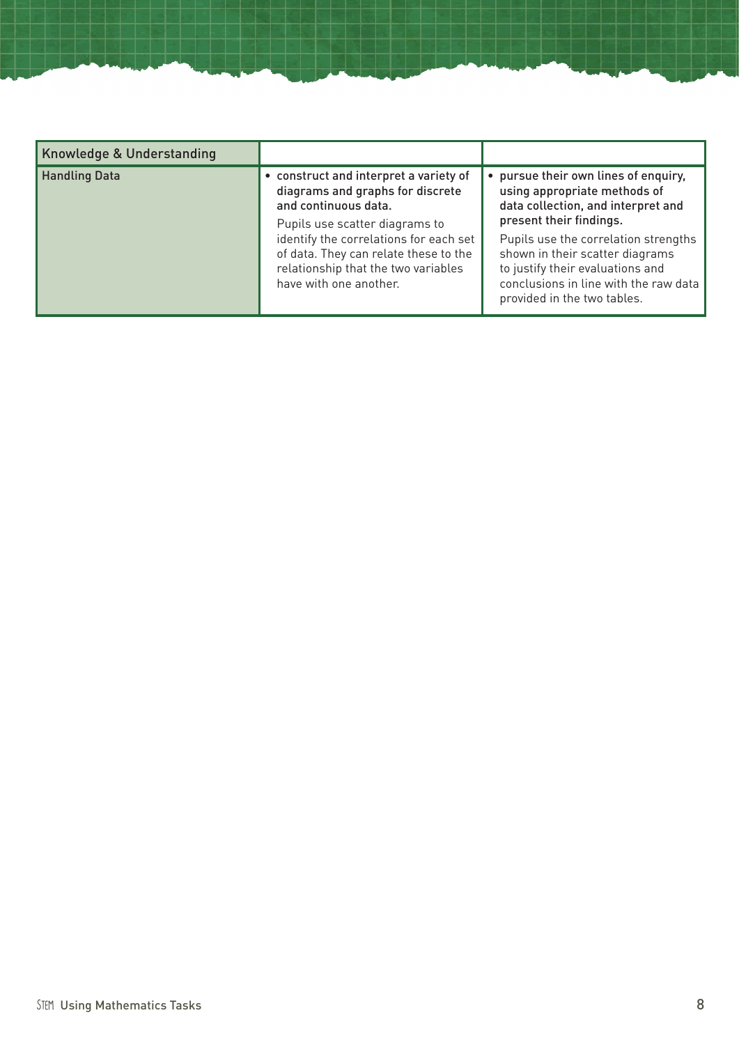| Knowledge & Understanding | | |
|---|---|---|
| Handling Data | • **construct and interpret a variety of diagrams and graphs for discrete and continuous data.** Pupils use scatter diagrams to identify the correlations for each set of data. They can relate these to the relationship that the two variables have with one another. | • **pursue their own lines of enquiry, using appropriate methods of data collection, and interpret and present their findings.** Pupils use the correlation strengths shown in their scatter diagrams to justify their evaluations and conclusions in line with the raw data provided in the two tables. |